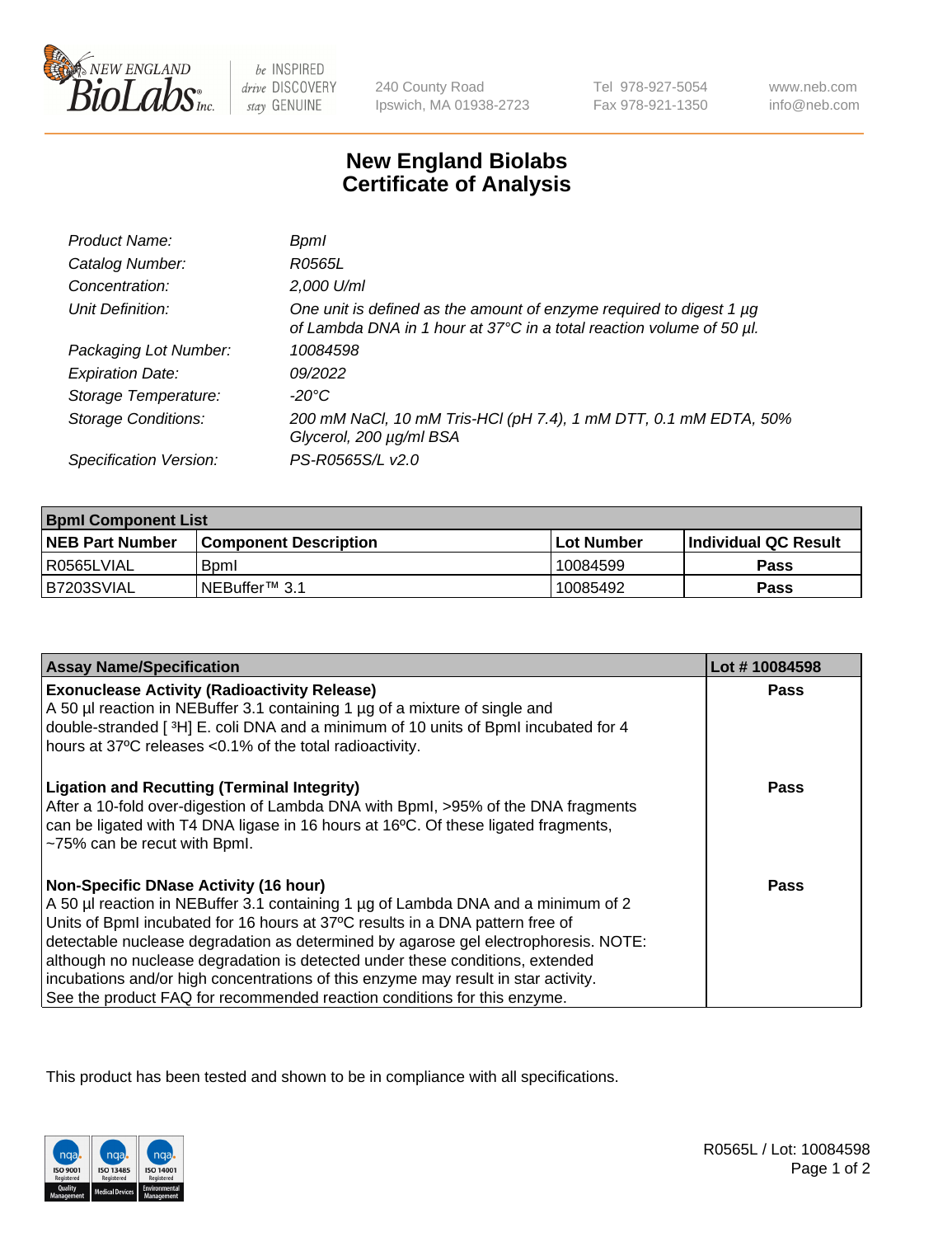# New England Biolabs
# Certificate of Analysis

| | |
|---|---|
| *Product Name:* | *BpmI* |
| *Catalog Number:* | *R0565L* |
| *Concentration:* | *2,000 U/ml* |
| *Unit Definition:* | *One unit is defined as the amount of enzyme required to digest 1 µg of Lambda DNA in 1 hour at 37°C in a total reaction volume of 50 µl.* |
| *Packaging Lot Number:* | *10084598* |
| *Expiration Date:* | *09/2022* |
| *Storage Temperature:* | *-20°C* |
| *Storage Conditions:* | *200 mM NaCl, 10 mM Tris-HCl (pH 7.4), 1 mM DTT, 0.1 mM EDTA, 50% Glycerol, 200 µg/ml BSA* |
| *Specification Version:* | *PS-R0565S/L v2.0* |

| **BpmI Component List** | | | |
|---|---|---|---|
| **NEB Part Number** | **Component Description** | **Lot Number** | **Individual QC Result** |
| R0565LVIAL | BpmI | 10084599 | **Pass** |
| B7203SVIAL | NEBuffer™ 3.1 | 10085492 | **Pass** |

| Assay Name/Specification | Lot # 10084598 |
|---|---|
| **Exonuclease Activity (Radioactivity Release)**<br>A 50 µl reaction in NEBuffer 3.1 containing 1 µg of a mixture of single and double-stranded [ $^{3}$H] E. coli DNA and a minimum of 10 units of BpmI incubated for 4 hours at 37ºC releases <0.1% of the total radioactivity. | **Pass** |
| **Ligation and Recutting (Terminal Integrity)**<br>After a 10-fold over-digestion of Lambda DNA with BpmI, >95% of the DNA fragments can be ligated with T4 DNA ligase in 16 hours at 16ºC. Of these ligated fragments, ~75% can be recut with BpmI. | **Pass** |
| **Non-Specific DNase Activity (16 hour)**<br>A 50 µl reaction in NEBuffer 3.1 containing 1 µg of Lambda DNA and a minimum of 2 Units of BpmI incubated for 16 hours at 37ºC results in a DNA pattern free of detectable nuclease degradation as determined by agarose gel electrophoresis. NOTE: although no nuclease degradation is detected under these conditions, extended incubations and/or high concentrations of this enzyme may result in star activity. See the product FAQ for recommended reaction conditions for this enzyme. | **Pass** |

This product has been tested and shown to be in compliance with all specifications.

R0565L / Lot: 10084598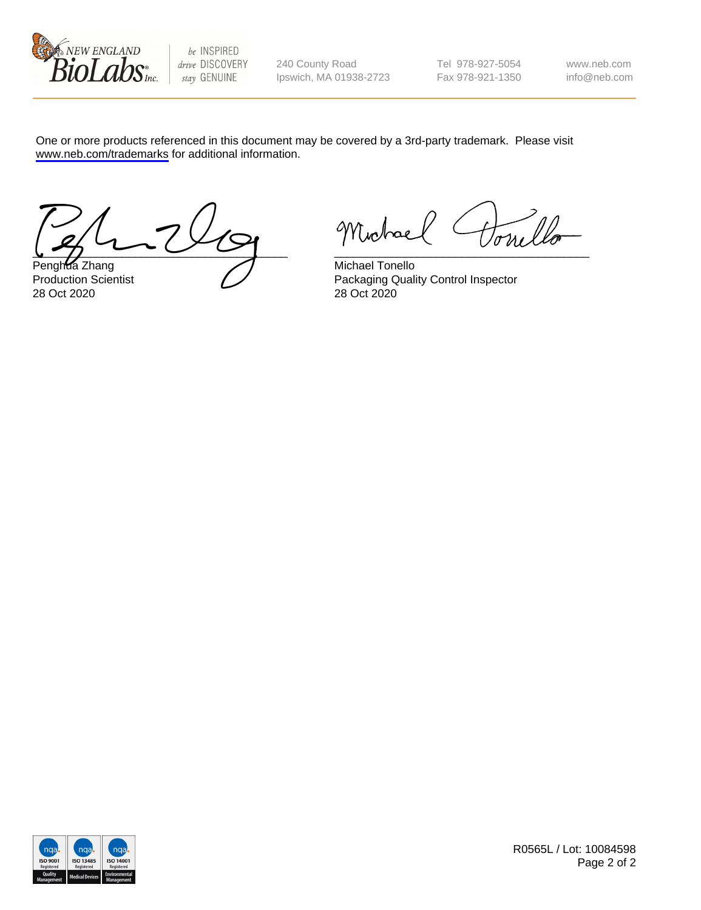One or more products referenced in this document may be covered by a 3rd-party trademark. Please visit www.neb.com/trademarks for additional information.

Penghua Zhang
Production Scientist
28 Oct 2020

Michael Tonello
Packaging Quality Control Inspector
28 Oct 2020

R0565L / Lot: 10084598